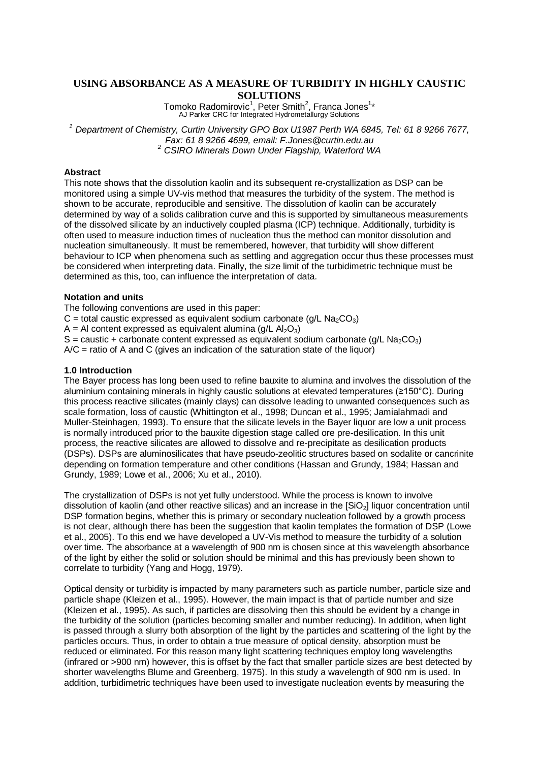# USING ABSORBANCE AS A MEASURE OF TURBIDITY IN HIGHLY CAUSTIC SOLUTIONS

Tomoko Radomirovic[1], Peter Smith[2], Franca Jones[1]*

AJ Parker CRC for Integrated Hydrometallurgy Solutions

[1] *Department of Chemistry, Curtin University GPO Box U1987 Perth WA 6845, Tel: 61 8 9266 7677, Fax: 61 8 9266 4699, email: F.Jones@curtin.edu.au*

[2] *CSIRO Minerals Down Under Flagship, Waterford WA*

**Abstract**

This note shows that the dissolution kaolin and its subsequent re-crystallization as DSP can be monitored using a simple UV-vis method that measures the turbidity of the system. The method is shown to be accurate, reproducible and sensitive. The dissolution of kaolin can be accurately determined by way of a solids calibration curve and this is supported by simultaneous measurements of the dissolved silicate by an inductively coupled plasma (ICP) technique. Additionally, turbidity is often used to measure induction times of nucleation thus the method can monitor dissolution and nucleation simultaneously. It must be remembered, however, that turbidity will show different behaviour to ICP when phenomena such as settling and aggregation occur thus these processes must be considered when interpreting data. Finally, the size limit of the turbidimetric technique must be determined as this, too, can influence the interpretation of data.

**Notation and units**

The following conventions are used in this paper:

C = total caustic expressed as equivalent sodium carbonate (g/L $Na_2CO_3$)

A = Al content expressed as equivalent alumina (g/L $Al_2O_3$)

S = caustic + carbonate content expressed as equivalent sodium carbonate (g/L $Na_2CO_3$)

A/C = ratio of A and C (gives an indication of the saturation state of the liquor)

**1.0 Introduction**

The Bayer process has long been used to refine bauxite to alumina and involves the dissolution of the aluminium containing minerals in highly caustic solutions at elevated temperatures (≥150°C). During this process reactive silicates (mainly clays) can dissolve leading to unwanted consequences such as scale formation, loss of caustic (Whittington et al., 1998; Duncan et al., 1995; Jamialahmadi and Muller-Steinhagen, 1993). To ensure that the silicate levels in the Bayer liquor are low a unit process is normally introduced prior to the bauxite digestion stage called ore pre-desilication. In this unit process, the reactive silicates are allowed to dissolve and re-precipitate as desilication products (DSPs). DSPs are aluminosilicates that have pseudo-zeolitic structures based on sodalite or cancrinite depending on formation temperature and other conditions (Hassan and Grundy, 1984; Hassan and Grundy, 1989; Lowe et al., 2006; Xu et al., 2010).

The crystallization of DSPs is not yet fully understood. While the process is known to involve dissolution of kaolin (and other reactive silicas) and an increase in the [$SiO_2$] liquor concentration until DSP formation begins, whether this is primary or secondary nucleation followed by a growth process is not clear, although there has been the suggestion that kaolin templates the formation of DSP (Lowe et al., 2005). To this end we have developed a UV-Vis method to measure the turbidity of a solution over time. The absorbance at a wavelength of 900 nm is chosen since at this wavelength absorbance of the light by either the solid or solution should be minimal and this has previously been shown to correlate to turbidity (Yang and Hogg, 1979).

Optical density or turbidity is impacted by many parameters such as particle number, particle size and particle shape (Kleizen et al., 1995). However, the main impact is that of particle number and size (Kleizen et al., 1995). As such, if particles are dissolving then this should be evident by a change in the turbidity of the solution (particles becoming smaller and number reducing). In addition, when light is passed through a slurry both absorption of the light by the particles and scattering of the light by the particles occurs. Thus, in order to obtain a true measure of optical density, absorption must be reduced or eliminated. For this reason many light scattering techniques employ long wavelengths (infrared or >900 nm) however, this is offset by the fact that smaller particle sizes are best detected by shorter wavelengths Blume and Greenberg, 1975). In this study a wavelength of 900 nm is used. In addition, turbidimetric techniques have been used to investigate nucleation events by measuring the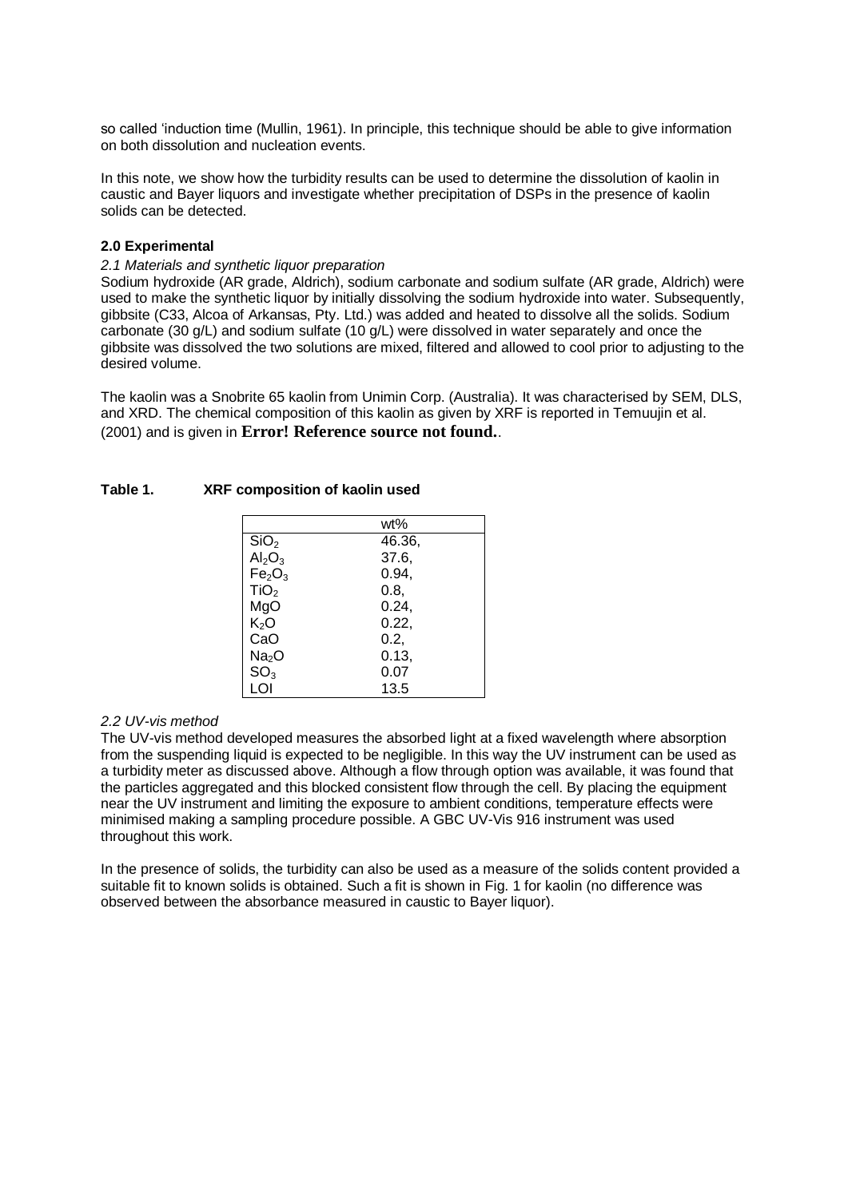so called 'induction time (Mullin, 1961). In principle, this technique should be able to give information on both dissolution and nucleation events.

In this note, we show how the turbidity results can be used to determine the dissolution of kaolin in caustic and Bayer liquors and investigate whether precipitation of DSPs in the presence of kaolin solids can be detected.

## 2.0 Experimental

### *2.1 Materials and synthetic liquor preparation*

Sodium hydroxide (AR grade, Aldrich), sodium carbonate and sodium sulfate (AR grade, Aldrich) were used to make the synthetic liquor by initially dissolving the sodium hydroxide into water. Subsequently, gibbsite (C33, Alcoa of Arkansas, Pty. Ltd.) was added and heated to dissolve all the solids. Sodium carbonate (30 g/L) and sodium sulfate (10 g/L) were dissolved in water separately and once the gibbsite was dissolved the two solutions are mixed, filtered and allowed to cool prior to adjusting to the desired volume.

The kaolin was a Snobrite 65 kaolin from Unimin Corp. (Australia). It was characterised by SEM, DLS, and XRD. The chemical composition of this kaolin as given by XRF is reported in Temuujin et al. (2001) and is given in **Error! Reference source not found.**.

**Table 1. XRF composition of kaolin used**

| | wt% |
|---|---|
| $SiO_2$ | 46.36, |
| $Al_2O_3$ | 37.6, |
| $Fe_2O_3$ | 0.94, |
| $TiO_2$ | 0.8, |
| MgO | 0.24, |
| $K_2O$ | 0.22, |
| CaO | 0.2, |
| $Na_2O$ | 0.13, |
| $SO_3$ | 0.07 |
| LOI | 13.5 |

### *2.2 UV-vis method*

The UV-vis method developed measures the absorbed light at a fixed wavelength where absorption from the suspending liquid is expected to be negligible. In this way the UV instrument can be used as a turbidity meter as discussed above. Although a flow through option was available, it was found that the particles aggregated and this blocked consistent flow through the cell. By placing the equipment near the UV instrument and limiting the exposure to ambient conditions, temperature effects were minimised making a sampling procedure possible. A GBC UV-Vis 916 instrument was used throughout this work.

In the presence of solids, the turbidity can also be used as a measure of the solids content provided a suitable fit to known solids is obtained. Such a fit is shown in Fig. 1 for kaolin (no difference was observed between the absorbance measured in caustic to Bayer liquor).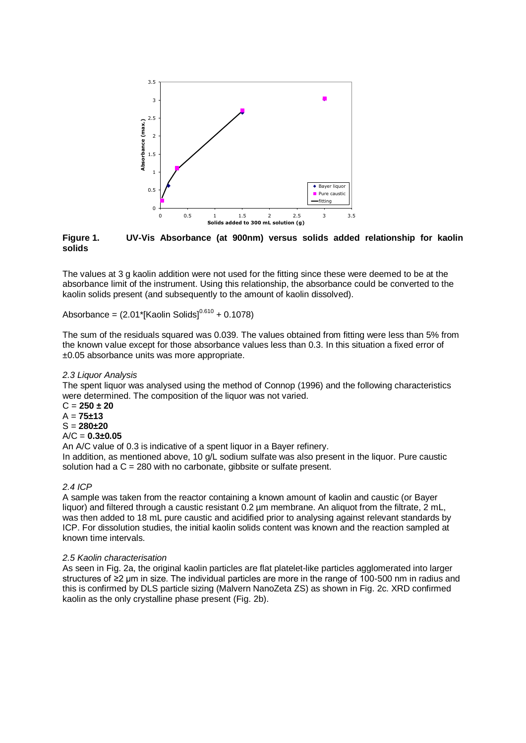**Figure 1. UV-Vis Absorbance (at 900nm) versus solids added relationship for kaolin solids**

The values at 3 g kaolin addition were not used for the fitting since these were deemed to be at the absorbance limit of the instrument. Using this relationship, the absorbance could be converted to the kaolin solids present (and subsequently to the amount of kaolin dissolved).

$$\text{Absorbance} = (2.01*[\text{Kaolin Solids}]^{0.610} + 0.1078)$$

The sum of the residuals squared was 0.039. The values obtained from fitting were less than 5% from the known value except for those absorbance values less than 0.3. In this situation a fixed error of ±0.05 absorbance units was more appropriate.

### *2.3 Liquor Analysis*

The spent liquor was analysed using the method of Connop (1996) and the following characteristics were determined. The composition of the liquor was not varied.

C = **250 ± 20**
A = **75±13**
S = **280±20**
A/C = **0.3±0.05**

An A/C value of 0.3 is indicative of a spent liquor in a Bayer refinery.
In addition, as mentioned above, 10 g/L sodium sulfate was also present in the liquor. Pure caustic solution had a C = 280 with no carbonate, gibbsite or sulfate present.

### *2.4 ICP*

A sample was taken from the reactor containing a known amount of kaolin and caustic (or Bayer liquor) and filtered through a caustic resistant 0.2 µm membrane. An aliquot from the filtrate, 2 mL, was then added to 18 mL pure caustic and acidified prior to analysing against relevant standards by ICP. For dissolution studies, the initial kaolin solids content was known and the reaction sampled at known time intervals.

### *2.5 Kaolin characterisation*

As seen in Fig. 2a, the original kaolin particles are flat platelet-like particles agglomerated into larger structures of ≥2 µm in size. The individual particles are more in the range of 100-500 nm in radius and this is confirmed by DLS particle sizing (Malvern NanoZeta ZS) as shown in Fig. 2c. XRD confirmed kaolin as the only crystalline phase present (Fig. 2b).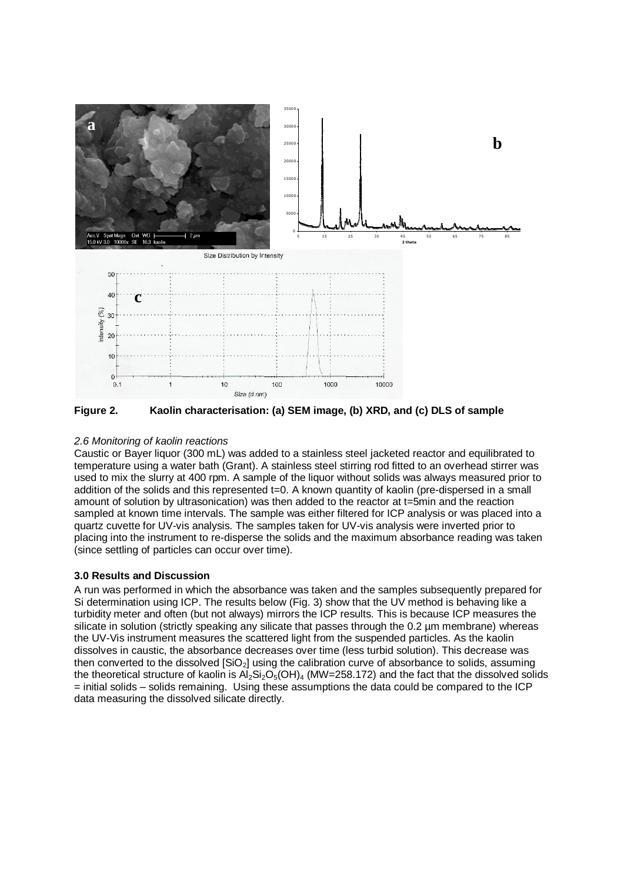**Figure 2. Kaolin characterisation: (a) SEM image, (b) XRD, and (c) DLS of sample**

*2.6 Monitoring of kaolin reactions*

Caustic or Bayer liquor (300 mL) was added to a stainless steel jacketed reactor and equilibrated to temperature using a water bath (Grant). A stainless steel stirring rod fitted to an overhead stirrer was used to mix the slurry at 400 rpm. A sample of the liquor without solids was always measured prior to addition of the solids and this represented t=0. A known quantity of kaolin (pre-dispersed in a small amount of solution by ultrasonication) was then added to the reactor at t=5min and the reaction sampled at known time intervals. The sample was either filtered for ICP analysis or was placed into a quartz cuvette for UV-vis analysis. The samples taken for UV-vis analysis were inverted prior to placing into the instrument to re-disperse the solids and the maximum absorbance reading was taken (since settling of particles can occur over time).

## 3.0 Results and Discussion

A run was performed in which the absorbance was taken and the samples subsequently prepared for Si determination using ICP. The results below (Fig. 3) show that the UV method is behaving like a turbidity meter and often (but not always) mirrors the ICP results. This is because ICP measures the silicate in solution (strictly speaking any silicate that passes through the 0.2 µm membrane) whereas the UV-Vis instrument measures the scattered light from the suspended particles. As the kaolin dissolves in caustic, the absorbance decreases over time (less turbid solution). This decrease was then converted to the dissolved [$SiO_2$] using the calibration curve of absorbance to solids, assuming the theoretical structure of kaolin is $Al_2Si_2O_5(OH)_4$ (MW=258.172) and the fact that the dissolved solids = initial solids – solids remaining. Using these assumptions the data could be compared to the ICP data measuring the dissolved silicate directly.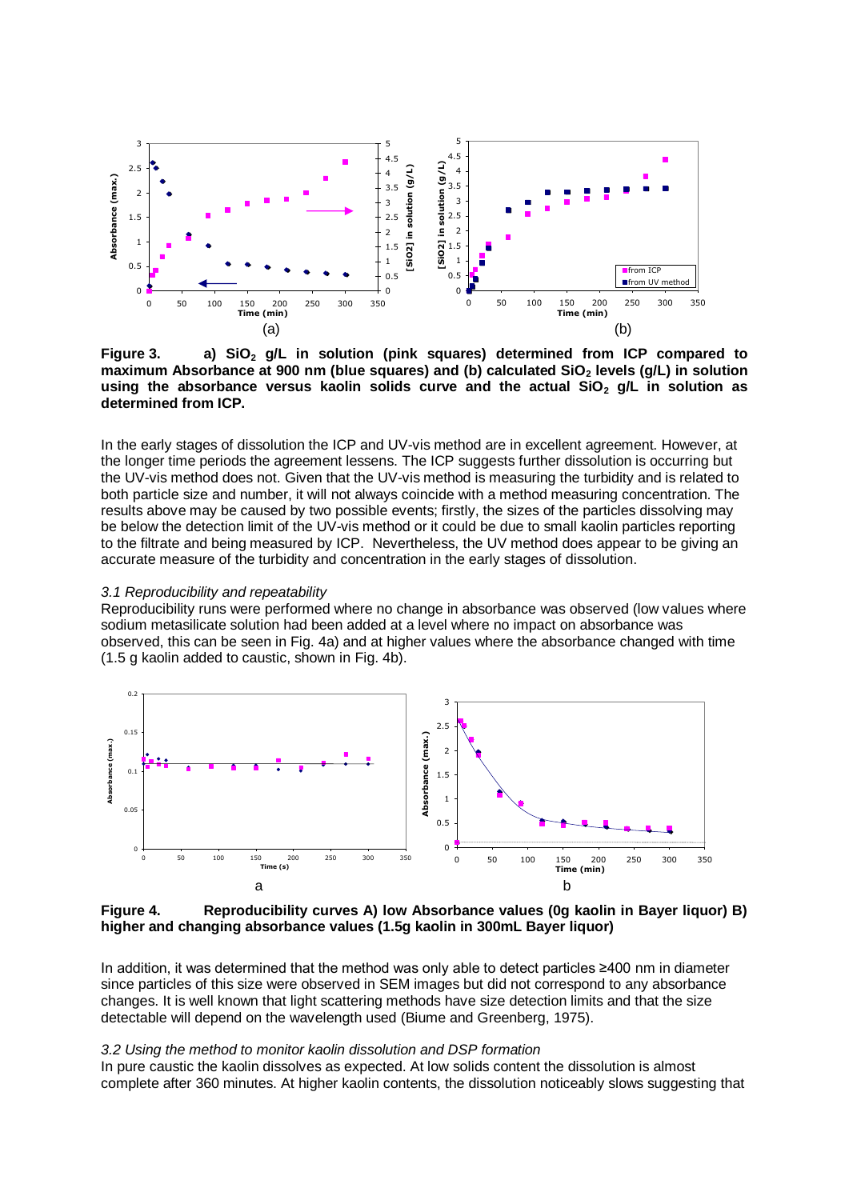**Figure 3. a) $SiO_2$ g/L in solution (pink squares) determined from ICP compared to maximum Absorbance at 900 nm (blue squares) and (b) calculated $SiO_2$ levels (g/L) in solution using the absorbance versus kaolin solids curve and the actual $SiO_2$ g/L in solution as determined from ICP.**

In the early stages of dissolution the ICP and UV-vis method are in excellent agreement. However, at the longer time periods the agreement lessens. The ICP suggests further dissolution is occurring but the UV-vis method does not. Given that the UV-vis method is measuring the turbidity and is related to both particle size and number, it will not always coincide with a method measuring concentration. The results above may be caused by two possible events; firstly, the sizes of the particles dissolving may be below the detection limit of the UV-vis method or it could be due to small kaolin particles reporting to the filtrate and being measured by ICP. Nevertheless, the UV method does appear to be giving an accurate measure of the turbidity and concentration in the early stages of dissolution.

### *3.1 Reproducibility and repeatability*

Reproducibility runs were performed where no change in absorbance was observed (low values where sodium metasilicate solution had been added at a level where no impact on absorbance was observed, this can be seen in Fig. 4a) and at higher values where the absorbance changed with time (1.5 g kaolin added to caustic, shown in Fig. 4b).

**Figure 4. Reproducibility curves A) low Absorbance values (0g kaolin in Bayer liquor) B) higher and changing absorbance values (1.5g kaolin in 300mL Bayer liquor)**

In addition, it was determined that the method was only able to detect particles ≥400 nm in diameter since particles of this size were observed in SEM images but did not correspond to any absorbance changes. It is well known that light scattering methods have size detection limits and that the size detectable will depend on the wavelength used (Biume and Greenberg, 1975).

### *3.2 Using the method to monitor kaolin dissolution and DSP formation*

In pure caustic the kaolin dissolves as expected. At low solids content the dissolution is almost complete after 360 minutes. At higher kaolin contents, the dissolution noticeably slows suggesting that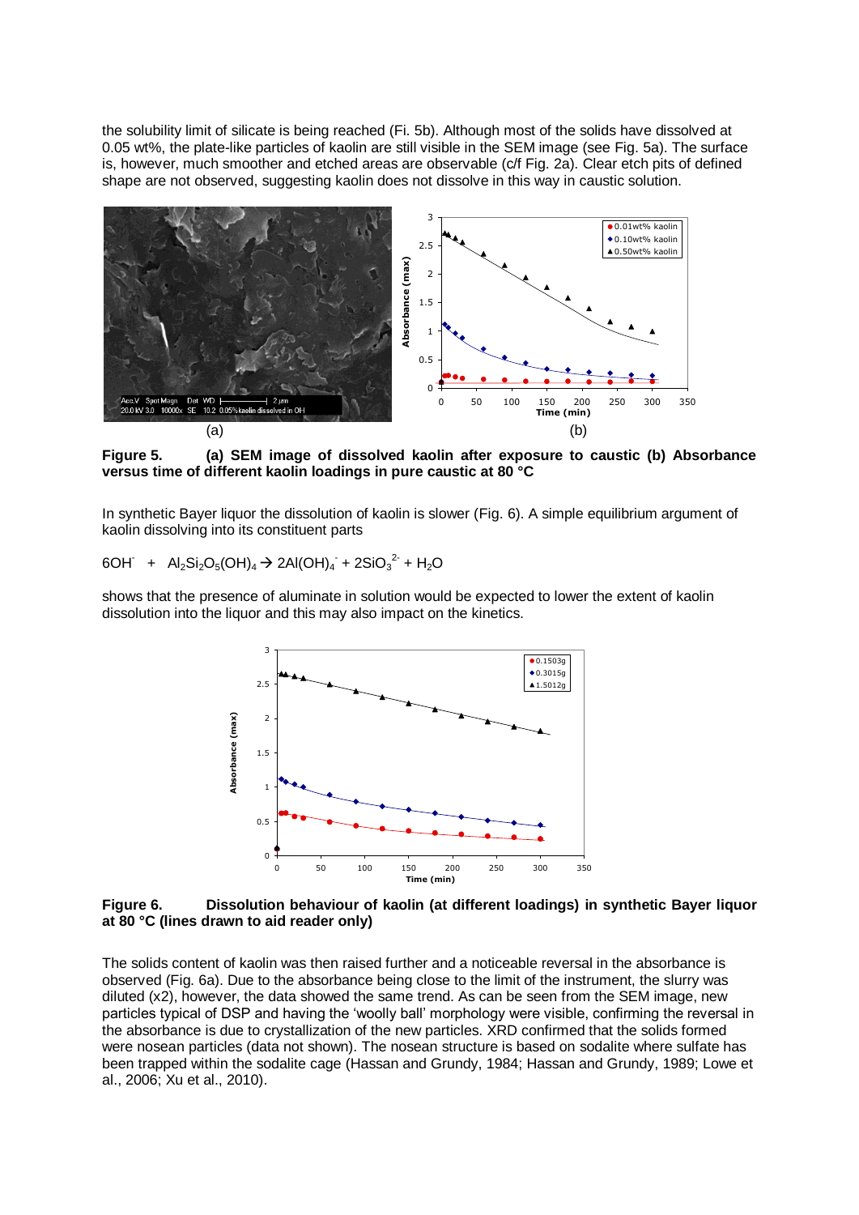the solubility limit of silicate is being reached (Fi. 5b). Although most of the solids have dissolved at 0.05 wt%, the plate-like particles of kaolin are still visible in the SEM image (see Fig. 5a). The surface is, however, much smoother and etched areas are observable (c/f Fig. 2a). Clear etch pits of defined shape are not observed, suggesting kaolin does not dissolve in this way in caustic solution.

(a) (b)

**Figure 5. (a) SEM image of dissolved kaolin after exposure to caustic (b) Absorbance versus time of different kaolin loadings in pure caustic at 80 °C**

In synthetic Bayer liquor the dissolution of kaolin is slower (Fig. 6). A simple equilibrium argument of kaolin dissolving into its constituent parts

$$6OH^{-} + Al_2Si_2O_5(OH)_4 \rightarrow 2Al(OH)_4^{-} + 2SiO_3^{2-} + H_2O$$

shows that the presence of aluminate in solution would be expected to lower the extent of kaolin dissolution into the liquor and this may also impact on the kinetics.

**Figure 6. Dissolution behaviour of kaolin (at different loadings) in synthetic Bayer liquor at 80 °C (lines drawn to aid reader only)**

The solids content of kaolin was then raised further and a noticeable reversal in the absorbance is observed (Fig. 6a). Due to the absorbance being close to the limit of the instrument, the slurry was diluted (x2), however, the data showed the same trend. As can be seen from the SEM image, new particles typical of DSP and having the 'woolly ball' morphology were visible, confirming the reversal in the absorbance is due to crystallization of the new particles. XRD confirmed that the solids formed were nosean particles (data not shown). The nosean structure is based on sodalite where sulfate has been trapped within the sodalite cage (Hassan and Grundy, 1984; Hassan and Grundy, 1989; Lowe et al., 2006; Xu et al., 2010).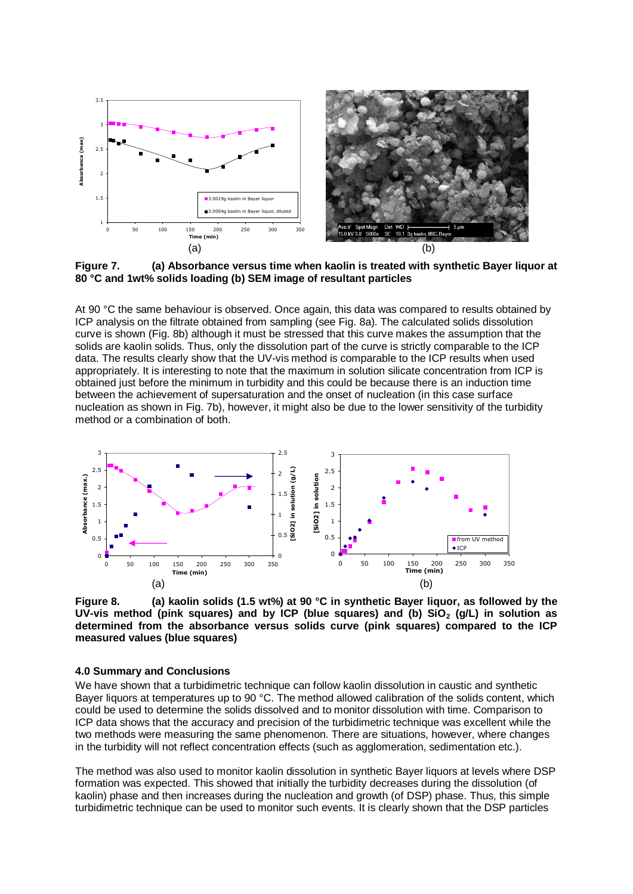**Figure 7. (a) Absorbance versus time when kaolin is treated with synthetic Bayer liquor at 80 °C and 1wt% solids loading (b) SEM image of resultant particles**

At 90 °C the same behaviour is observed. Once again, this data was compared to results obtained by ICP analysis on the filtrate obtained from sampling (see Fig. 8a). The calculated solids dissolution curve is shown (Fig. 8b) although it must be stressed that this curve makes the assumption that the solids are kaolin solids. Thus, only the dissolution part of the curve is strictly comparable to the ICP data. The results clearly show that the UV-vis method is comparable to the ICP results when used appropriately. It is interesting to note that the maximum in solution silicate concentration from ICP is obtained just before the minimum in turbidity and this could be because there is an induction time between the achievement of supersaturation and the onset of nucleation (in this case surface nucleation as shown in Fig. 7b), however, it might also be due to the lower sensitivity of the turbidity method or a combination of both.

**Figure 8. (a) kaolin solids (1.5 wt%) at 90 °C in synthetic Bayer liquor, as followed by the UV-vis method (pink squares) and by ICP (blue squares) and (b) $SiO_2$ (g/L) in solution as determined from the absorbance versus solids curve (pink squares) compared to the ICP measured values (blue squares)**

### 4.0 Summary and Conclusions

We have shown that a turbidimetric technique can follow kaolin dissolution in caustic and synthetic Bayer liquors at temperatures up to 90 °C. The method allowed calibration of the solids content, which could be used to determine the solids dissolved and to monitor dissolution with time. Comparison to ICP data shows that the accuracy and precision of the turbidimetric technique was excellent while the two methods were measuring the same phenomenon. There are situations, however, where changes in the turbidity will not reflect concentration effects (such as agglomeration, sedimentation etc.).

The method was also used to monitor kaolin dissolution in synthetic Bayer liquors at levels where DSP formation was expected. This showed that initially the turbidity decreases during the dissolution (of kaolin) phase and then increases during the nucleation and growth (of DSP) phase. Thus, this simple turbidimetric technique can be used to monitor such events. It is clearly shown that the DSP particles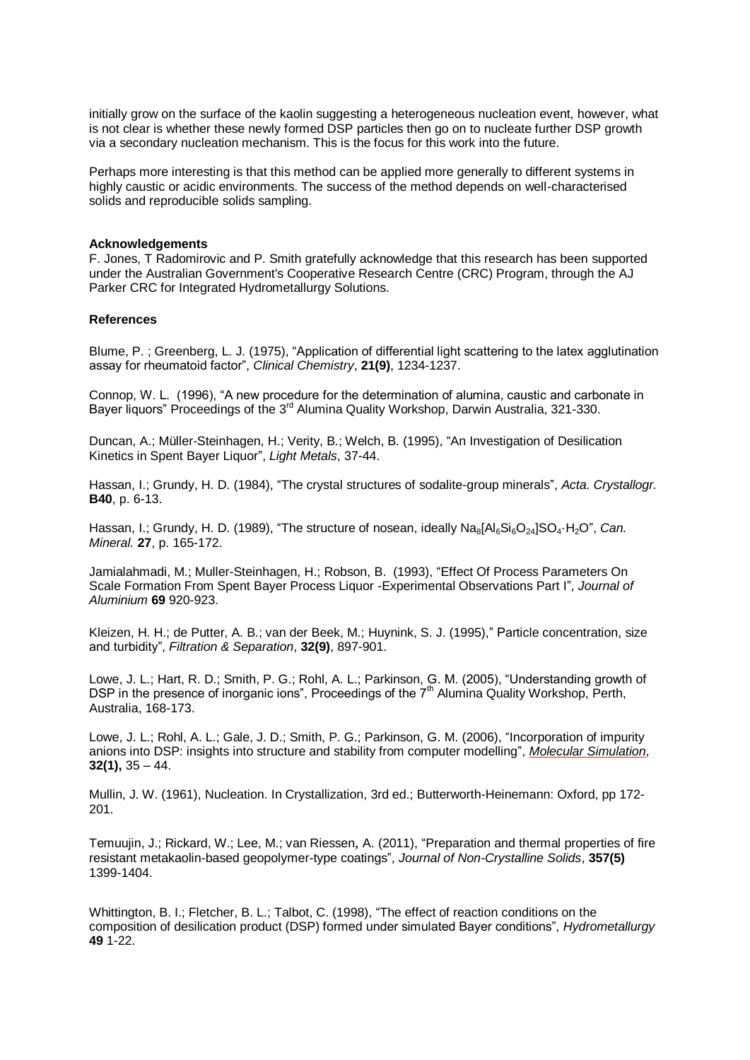initially grow on the surface of the kaolin suggesting a heterogeneous nucleation event, however, what is not clear is whether these newly formed DSP particles then go on to nucleate further DSP growth via a secondary nucleation mechanism. This is the focus for this work into the future.

Perhaps more interesting is that this method can be applied more generally to different systems in highly caustic or acidic environments. The success of the method depends on well-characterised solids and reproducible solids sampling.

## Acknowledgements

F. Jones, T Radomirovic and P. Smith gratefully acknowledge that this research has been supported under the Australian Government's Cooperative Research Centre (CRC) Program, through the AJ Parker CRC for Integrated Hydrometallurgy Solutions.

## References

Blume, P. ; Greenberg, L. J. (1975), "Application of differential light scattering to the latex agglutination assay for rheumatoid factor", *Clinical Chemistry*, **21(9)**, 1234-1237.

Connop, W. L. (1996), "A new procedure for the determination of alumina, caustic and carbonate in Bayer liquors" Proceedings of the 3rd Alumina Quality Workshop, Darwin Australia, 321-330.

Duncan, A.; Müller-Steinhagen, H.; Verity, B.; Welch, B. (1995), "An Investigation of Desilication Kinetics in Spent Bayer Liquor", *Light Metals*, 37-44.

Hassan, I.; Grundy, H. D. (1984), "The crystal structures of sodalite-group minerals", *Acta. Crystallogr.* **B40**, p. 6-13.

Hassan, I.; Grundy, H. D. (1989), "The structure of nosean, ideally $Na_8[Al_6Si_6O_{24}]SO_4 \cdot H_2O$", *Can. Mineral.* **27**, p. 165-172.

Jamialahmadi, M.; Muller-Steinhagen, H.; Robson, B. (1993), "Effect Of Process Parameters On Scale Formation From Spent Bayer Process Liquor -Experimental Observations Part I", *Journal of Aluminium* **69** 920-923.

Kleizen, H. H.; de Putter, A. B.; van der Beek, M.; Huynink, S. J. (1995)," Particle concentration, size and turbidity", *Filtration & Separation*, **32(9)**, 897-901.

Lowe, J. L.; Hart, R. D.; Smith, P. G.; Rohl, A. L.; Parkinson, G. M. (2005), "Understanding growth of DSP in the presence of inorganic ions", Proceedings of the 7th Alumina Quality Workshop, Perth, Australia, 168-173.

Lowe, J. L.; Rohl, A. L.; Gale, J. D.; Smith, P. G.; Parkinson, G. M. (2006), "Incorporation of impurity anions into DSP: insights into structure and stability from computer modelling", *Molecular Simulation*, **32(1),** 35 – 44.

Mullin, J. W. (1961), Nucleation. In Crystallization, 3rd ed.; Butterworth-Heinemann: Oxford, pp 172-201.

Temuujin, J.; Rickard, W.; Lee, M.; van Riessen, A. (2011), "Preparation and thermal properties of fire resistant metakaolin-based geopolymer-type coatings", *Journal of Non-Crystalline Solids*, **357(5)** 1399-1404.

Whittington, B. I.; Fletcher, B. L.; Talbot, C. (1998), "The effect of reaction conditions on the composition of desilication product (DSP) formed under simulated Bayer conditions", *Hydrometallurgy* **49** 1-22.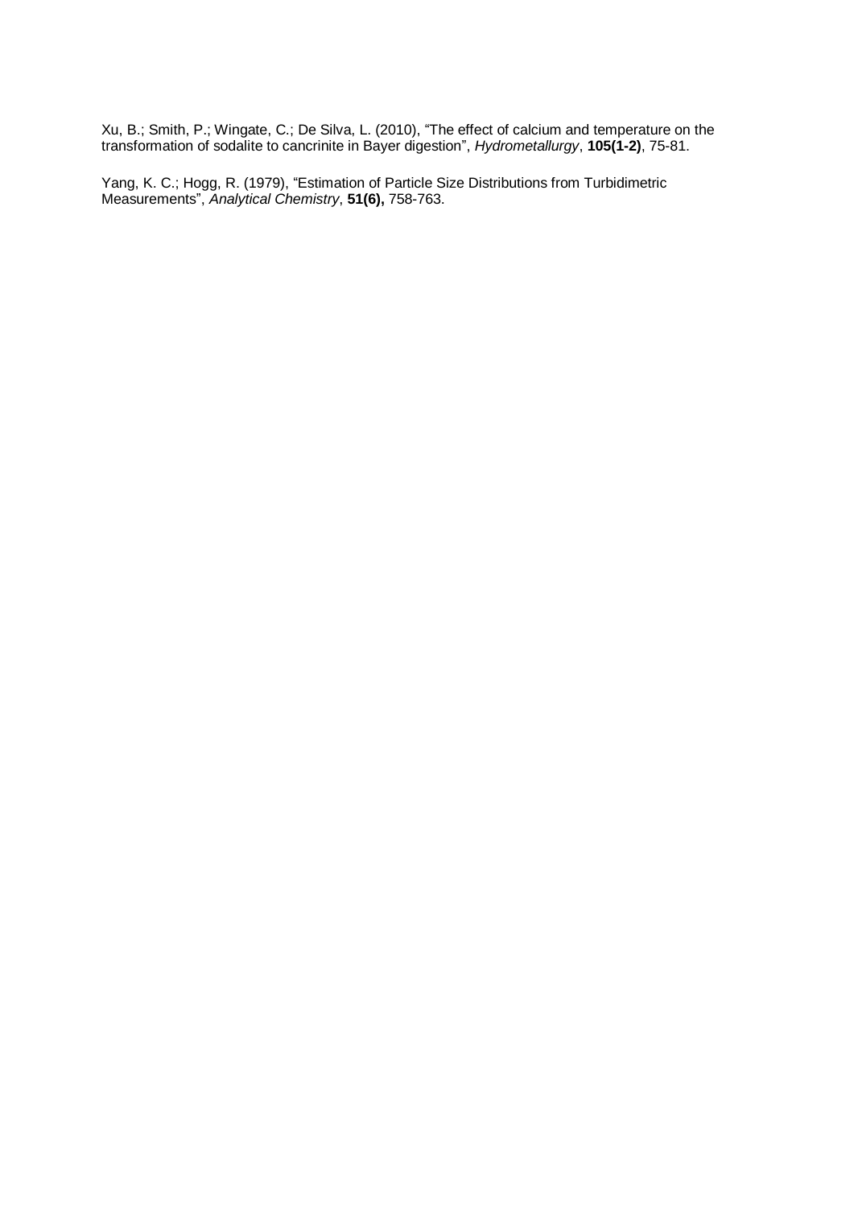Xu, B.; Smith, P.; Wingate, C.; De Silva, L. (2010), “The effect of calcium and temperature on the transformation of sodalite to cancrinite in Bayer digestion”, *Hydrometallurgy*, **105(1-2)**, 75-81.

Yang, K. C.; Hogg, R. (1979), “Estimation of Particle Size Distributions from Turbidimetric Measurements”, *Analytical Chemistry*, **51(6),** 758-763.